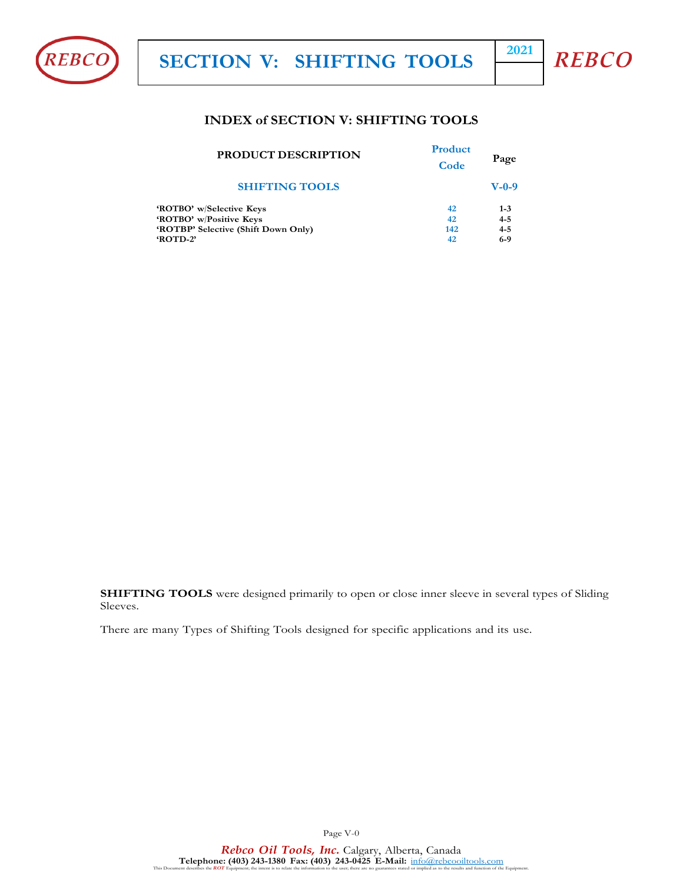# SECTION V: SHIFTING TOOLS

2021

## INDEX of SECTION V: SHIFTING TOOLS

| PRODUCT DESCRIPTION | Product Code | Page |
|---|---|---|
| **SHIFTING TOOLS** | | **V-0-9** |
| 'ROTBO' w/Selective Keys | 42 | 1-3 |
| 'ROTBO' w/Positive Keys | 42 | 4-5 |
| 'ROTBP' Selective (Shift Down Only) | 142 | 4-5 |
| 'ROTD-2' | 42 | 6-9 |

**SHIFTING TOOLS** were designed primarily to open or close inner sleeve in several types of Sliding Sleeves.

There are many Types of Shifting Tools designed for specific applications and its use.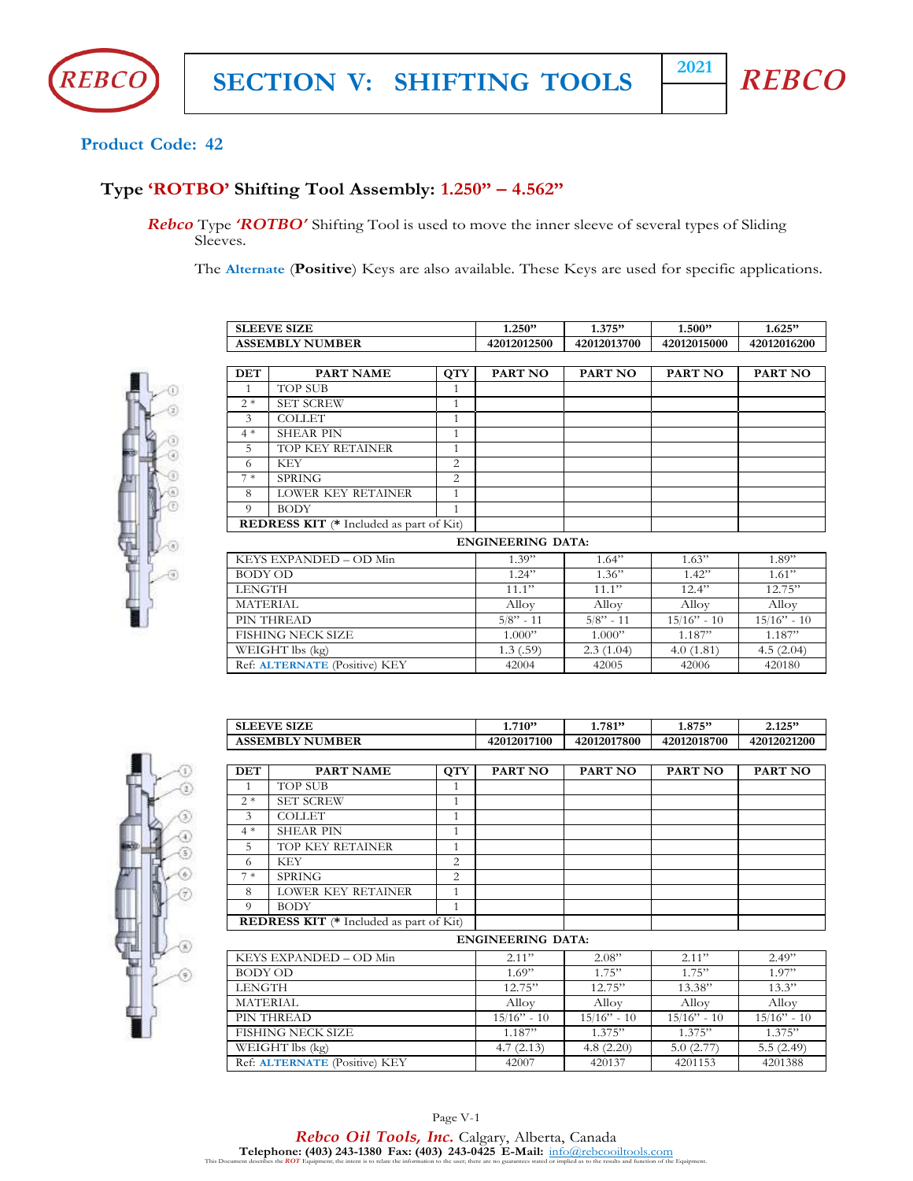# SECTION V: SHIFTING TOOLS

**Product Code: 42**

## Type 'ROTBO' Shifting Tool Assembly: 1.250" – 4.562"

*Rebco* Type *'ROTBO'* Shifting Tool is used to move the inner sleeve of several types of Sliding Sleeves.

The **Alternate** (**Positive**) Keys are also available. These Keys are used for specific applications.

| SLEEVE SIZE | | | 1.250" | 1.375" | 1.500" | 1.625" |
|---|---|---|---|---|---|---|
| ASSEMBLY NUMBER | | | 42012012500 | 42012013700 | 42012015000 | 42012016200 |
| DET | PART NAME | QTY | PART NO | PART NO | PART NO | PART NO |
| 1 | TOP SUB | 1 | | | | |
| 2 * | SET SCREW | 1 | | | | |
| 3 | COLLET | 1 | | | | |
| 4 * | SHEAR PIN | 1 | | | | |
| 5 | TOP KEY RETAINER | 1 | | | | |
| 6 | KEY | 2 | | | | |
| 7 * | SPRING | 2 | | | | |
| 8 | LOWER KEY RETAINER | 1 | | | | |
| 9 | BODY | 1 | | | | |
| REDRESS KIT (* Included as part of Kit) | | | | | | |

**ENGINEERING DATA:**

| | 1.250" | 1.375" | 1.500" | 1.625" |
|---|---|---|---|---|
| KEYS EXPANDED – OD Min | 1.39" | 1.64" | 1.63" | 1.89" |
| BODY OD | 1.24" | 1.36" | 1.42" | 1.61" |
| LENGTH | 11.1" | 11.1" | 12.4" | 12.75" |
| MATERIAL | Alloy | Alloy | Alloy | Alloy |
| PIN THREAD | 5/8" - 11 | 5/8" - 11 | 15/16" - 10 | 15/16" - 10 |
| FISHING NECK SIZE | 1.000" | 1.000" | 1.187" | 1.187" |
| WEIGHT lbs (kg) | 1.3 (.59) | 2.3 (1.04) | 4.0 (1.81) | 4.5 (2.04) |
| Ref: ALTERNATE (Positive) KEY | 42004 | 42005 | 42006 | 420180 |

| SLEEVE SIZE | | | 1.710" | 1.781" | 1.875" | 2.125" |
|---|---|---|---|---|---|---|
| ASSEMBLY NUMBER | | | 42012017100 | 42012017800 | 42012018700 | 42012021200 |
| DET | PART NAME | QTY | PART NO | PART NO | PART NO | PART NO |
| 1 | TOP SUB | 1 | | | | |
| 2 * | SET SCREW | 1 | | | | |
| 3 | COLLET | 1 | | | | |
| 4 * | SHEAR PIN | 1 | | | | |
| 5 | TOP KEY RETAINER | 1 | | | | |
| 6 | KEY | 2 | | | | |
| 7 * | SPRING | 2 | | | | |
| 8 | LOWER KEY RETAINER | 1 | | | | |
| 9 | BODY | 1 | | | | |
| REDRESS KIT (* Included as part of Kit) | | | | | | |

**ENGINEERING DATA:**

| | 1.710" | 1.781" | 1.875" | 2.125" |
|---|---|---|---|---|
| KEYS EXPANDED – OD Min | 2.11" | 2.08" | 2.11" | 2.49" |
| BODY OD | 1.69" | 1.75" | 1.75" | 1.97" |
| LENGTH | 12.75" | 12.75" | 13.38" | 13.3" |
| MATERIAL | Alloy | Alloy | Alloy | Alloy |
| PIN THREAD | 15/16" - 10 | 15/16" - 10 | 15/16" - 10 | 15/16" - 10 |
| FISHING NECK SIZE | 1.187" | 1.375" | 1.375" | 1.375" |
| WEIGHT lbs (kg) | 4.7 (2.13) | 4.8 (2.20) | 5.0 (2.77) | 5.5 (2.49) |
| Ref: ALTERNATE (Positive) KEY | 42007 | 420137 | 4201153 | 4201388 |

*Rebco Oil Tools, Inc.* Calgary, Alberta, Canada
**Telephone: (403) 243-1380 Fax: (403) 243-0425 E-Mail:** info@rebcooiltools.com

This Document describes the ROT Equipment; the intent is to relate the information to the user; there are no guarantees stated or implied as to the results and function of the Equipment.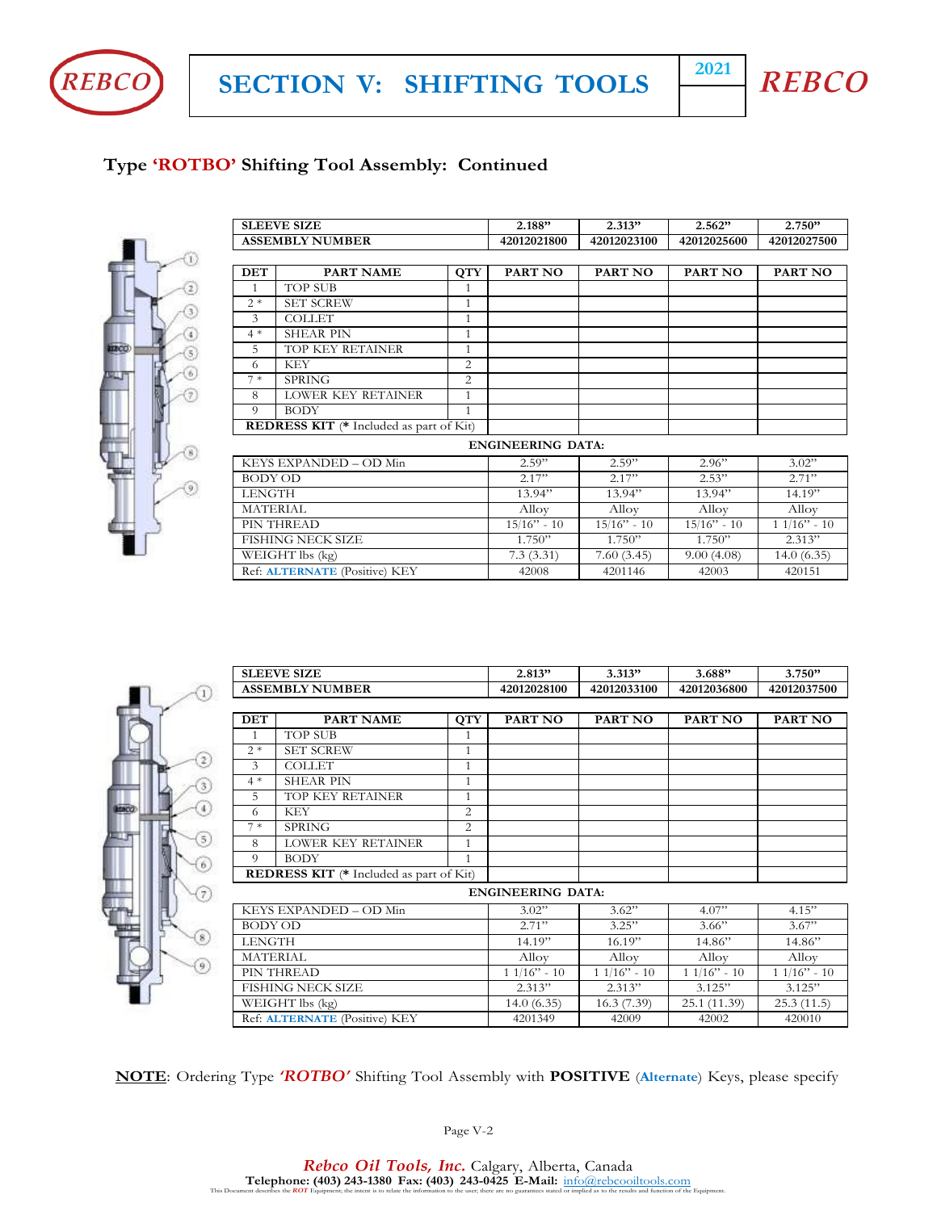### Type 'ROTBO' Shifting Tool Assembly: Continued

| SLEEVE SIZE | | | 2.188" | 2.313" | 2.562" | 2.750" |
|---|---|---|---|---|---|---|
| ASSEMBLY NUMBER | | | 42012021800 | 42012023100 | 42012025600 | 42012027500 |
| **DET** | **PART NAME** | **QTY** | **PART NO** | **PART NO** | **PART NO** | **PART NO** |
| 1 | TOP SUB | 1 | | | | |
| 2 * | SET SCREW | 1 | | | | |
| 3 | COLLET | 1 | | | | |
| 4 * | SHEAR PIN | 1 | | | | |
| 5 | TOP KEY RETAINER | 1 | | | | |
| 6 | KEY | 2 | | | | |
| 7 * | SPRING | 2 | | | | |
| 8 | LOWER KEY RETAINER | 1 | | | | |
| 9 | BODY | 1 | | | | |
| **REDRESS KIT** (* Included as part of Kit) | | | | | | |

**ENGINEERING DATA:**

| | 2.188" | 2.313" | 2.562" | 2.750" |
|---|---|---|---|---|
| KEYS EXPANDED – OD Min | 2.59" | 2.59" | 2.96" | 3.02" |
| BODY OD | 2.17" | 2.17" | 2.53" | 2.71" |
| LENGTH | 13.94" | 13.94" | 13.94" | 14.19" |
| MATERIAL | Alloy | Alloy | Alloy | Alloy |
| PIN THREAD | 15/16" - 10 | 15/16" - 10 | 15/16" - 10 | 1 1/16" - 10 |
| FISHING NECK SIZE | 1.750" | 1.750" | 1.750" | 2.313" |
| WEIGHT lbs (kg) | 7.3 (3.31) | 7.60 (3.45) | 9.00 (4.08) | 14.0 (6.35) |
| Ref: ALTERNATE (Positive) KEY | 42008 | 4201146 | 42003 | 420151 |

| SLEEVE SIZE | | | 2.813" | 3.313" | 3.688" | 3.750" |
|---|---|---|---|---|---|---|
| ASSEMBLY NUMBER | | | 42012028100 | 42012033100 | 42012036800 | 42012037500 |
| **DET** | **PART NAME** | **QTY** | **PART NO** | **PART NO** | **PART NO** | **PART NO** |
| 1 | TOP SUB | 1 | | | | |
| 2 * | SET SCREW | 1 | | | | |
| 3 | COLLET | 1 | | | | |
| 4 * | SHEAR PIN | 1 | | | | |
| 5 | TOP KEY RETAINER | 1 | | | | |
| 6 | KEY | 2 | | | | |
| 7 * | SPRING | 2 | | | | |
| 8 | LOWER KEY RETAINER | 1 | | | | |
| 9 | BODY | 1 | | | | |
| **REDRESS KIT** (* Included as part of Kit) | | | | | | |

**ENGINEERING DATA:**

| | 2.813" | 3.313" | 3.688" | 3.750" |
|---|---|---|---|---|
| KEYS EXPANDED – OD Min | 3.02" | 3.62" | 4.07" | 4.15" |
| BODY OD | 2.71" | 3.25" | 3.66" | 3.67" |
| LENGTH | 14.19" | 16.19" | 14.86" | 14.86" |
| MATERIAL | Alloy | Alloy | Alloy | Alloy |
| PIN THREAD | 1 1/16" - 10 | 1 1/16" - 10 | 1 1/16" - 10 | 1 1/16" - 10 |
| FISHING NECK SIZE | 2.313" | 2.313" | 3.125" | 3.125" |
| WEIGHT lbs (kg) | 14.0 (6.35) | 16.3 (7.39) | 25.1 (11.39) | 25.3 (11.5) |
| Ref: ALTERNATE (Positive) KEY | 4201349 | 42009 | 42002 | 420010 |

**NOTE**: Ordering Type ***'ROTBO'*** Shifting Tool Assembly with **POSITIVE** (**Alternate**) Keys, please specify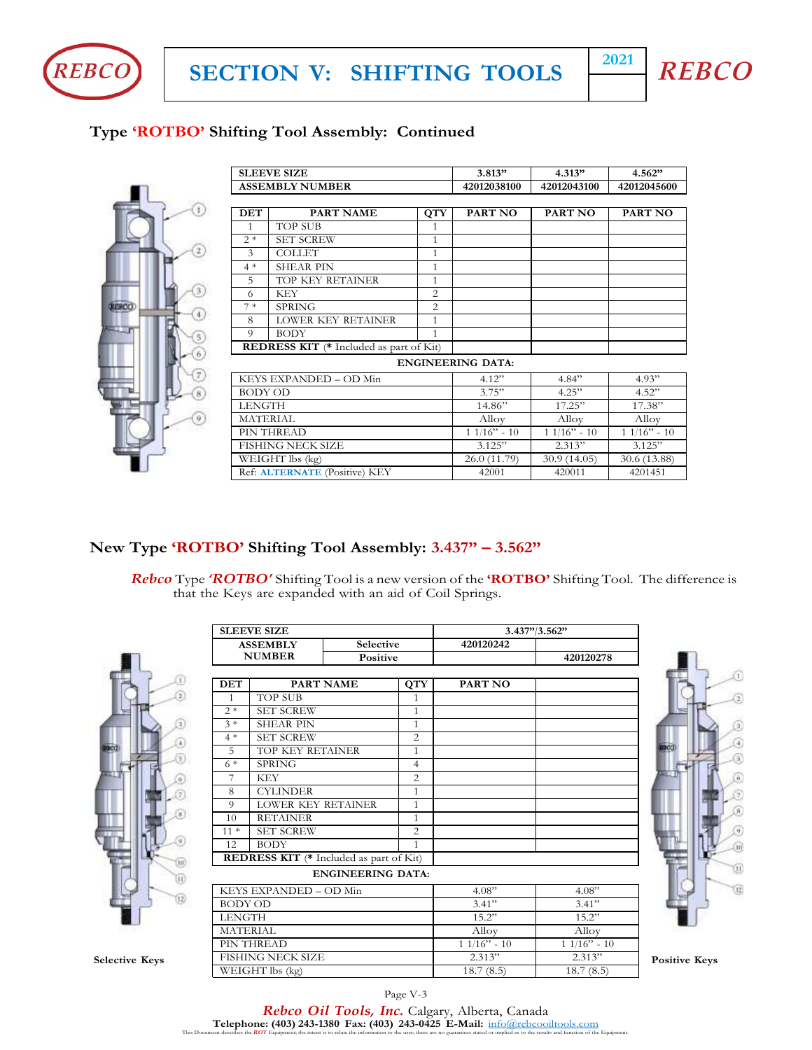## Type 'ROTBO' Shifting Tool Assembly: Continued

| SLEEVE SIZE | | | 3.813" | 4.313" | 4.562" |
|---|---|---|---|---|---|
| ASSEMBLY NUMBER | | | 42012038100 | 42012043100 | 42012045600 |
| **DET** | **PART NAME** | **QTY** | **PART NO** | **PART NO** | **PART NO** |
| 1 | TOP SUB | 1 | | | |
| 2 * | SET SCREW | 1 | | | |
| 3 | COLLET | 1 | | | |
| 4 * | SHEAR PIN | 1 | | | |
| 5 | TOP KEY RETAINER | 1 | | | |
| 6 | KEY | 2 | | | |
| 7 * | SPRING | 2 | | | |
| 8 | LOWER KEY RETAINER | 1 | | | |
| 9 | BODY | 1 | | | |
| **REDRESS KIT** (* Included as part of Kit) | | | | | |

**ENGINEERING DATA:**

| | 3.813" | 4.313" | 4.562" |
|---|---|---|---|
| KEYS EXPANDED – OD Min | 4.12" | 4.84" | 4.93" |
| BODY OD | 3.75" | 4.25" | 4.52" |
| LENGTH | 14.86" | 17.25" | 17.38" |
| MATERIAL | Alloy | Alloy | Alloy |
| PIN THREAD | 1 1/16" - 10 | 1 1/16" - 10 | 1 1/16" - 10 |
| FISHING NECK SIZE | 3.125" | 2.313" | 3.125" |
| WEIGHT lbs (kg) | 26.0 (11.79) | 30.9 (14.05) | 30.6 (13.88) |
| Ref: ALTERNATE (Positive) KEY | 42001 | 420011 | 4201451 |

## New Type 'ROTBO' Shifting Tool Assembly: 3.437" – 3.562"

***Rebco*** Type ***'ROTBO'*** Shifting Tool is a new version of the **'ROTBO'** Shifting Tool. The difference is that the Keys are expanded with an aid of Coil Springs.

| SLEEVE SIZE | | | 3.437"/3.562" | |
|---|---|---|---|---|
| ASSEMBLY NUMBER | Selective | | 420120242 | |
| | Positive | | | 420120278 |
| **DET** | **PART NAME** | **QTY** | **PART NO** | |
| 1 | TOP SUB | 1 | | |
| 2 * | SET SCREW | 1 | | |
| 3 * | SHEAR PIN | 1 | | |
| 4 * | SET SCREW | 2 | | |
| 5 | TOP KEY RETAINER | 1 | | |
| 6 * | SPRING | 4 | | |
| 7 | KEY | 2 | | |
| 8 | CYLINDER | 1 | | |
| 9 | LOWER KEY RETAINER | 1 | | |
| 10 | RETAINER | 1 | | |
| 11 * | SET SCREW | 2 | | |
| 12 | BODY | 1 | | |
| **REDRESS KIT** (* Included as part of Kit) | | | | |

**ENGINEERING DATA:**

| | Selective | Positive |
|---|---|---|
| KEYS EXPANDED – OD Min | 4.08" | 4.08" |
| BODY OD | 3.41" | 3.41" |
| LENGTH | 15.2" | 15.2" |
| MATERIAL | Alloy | Alloy |
| PIN THREAD | 1 1/16" - 10 | 1 1/16" - 10 |
| FISHING NECK SIZE | 2.313" | 2.313" |
| WEIGHT lbs (kg) | 18.7 (8.5) | 18.7 (8.5) |

**Selective Keys**

**Positive Keys**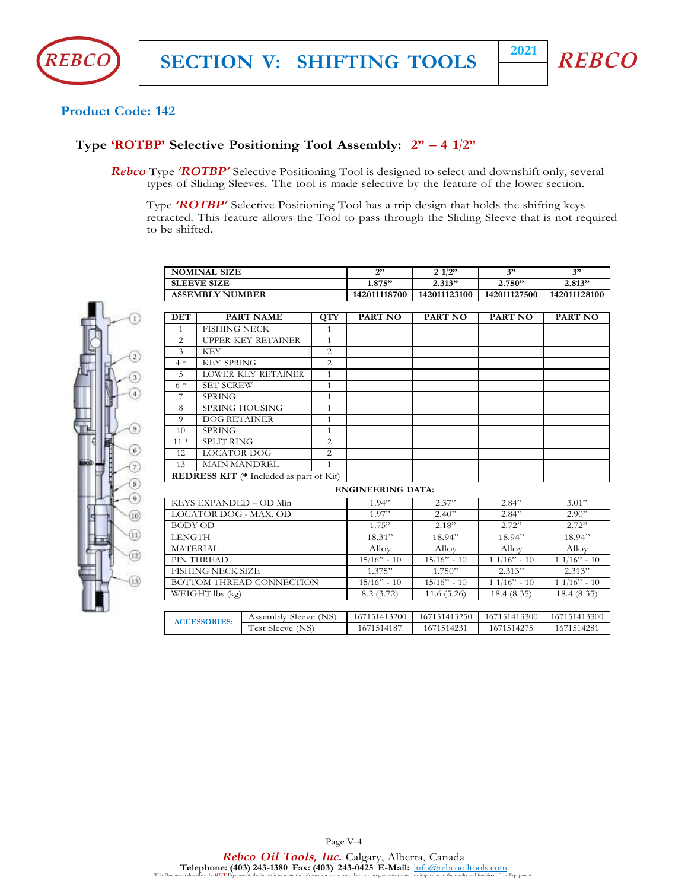# SECTION V: SHIFTING TOOLS

**Product Code: 142**

## Type 'ROTBP' Selective Positioning Tool Assembly: 2" – 4 1/2"

***Rebco*** Type ***'ROTBP'*** Selective Positioning Tool is designed to select and downshift only, several types of Sliding Sleeves. The tool is made selective by the feature of the lower section.

Type ***'ROTBP'*** Selective Positioning Tool has a trip design that holds the shifting keys retracted. This feature allows the Tool to pass through the Sliding Sleeve that is not required to be shifted.

| NOMINAL SIZE | 2" | 2 1/2" | 3" | 3" |
|---|---|---|---|---|
| SLEEVE SIZE | 1.875" | 2.313" | 2.750" | 2.813" |
| ASSEMBLY NUMBER | 142011118700 | 142011123100 | 142011127500 | 142011128100 |

| DET | PART NAME | QTY | PART NO | PART NO | PART NO | PART NO |
|---|---|---|---|---|---|---|
| 1 | FISHING NECK | 1 | | | | |
| 2 | UPPER KEY RETAINER | 1 | | | | |
| 3 | KEY | 2 | | | | |
| 4 * | KEY SPRING | 2 | | | | |
| 5 | LOWER KEY RETAINER | 1 | | | | |
| 6 * | SET SCREW | 1 | | | | |
| 7 | SPRING | 1 | | | | |
| 8 | SPRING HOUSING | 1 | | | | |
| 9 | DOG RETAINER | 1 | | | | |
| 10 | SPRING | 1 | | | | |
| 11 * | SPLIT RING | 2 | | | | |
| 12 | LOCATOR DOG | 2 | | | | |
| 13 | MAIN MANDREL | 1 | | | | |
| **REDRESS KIT** (* Included as part of Kit) | | | | | | |

**ENGINEERING DATA:**

| | | | | |
|---|---|---|---|---|
| KEYS EXPANDED – OD Min | 1.94" | 2.37" | 2.84" | 3.01" |
| LOCATOR DOG - MAX. OD | 1.97" | 2.40" | 2.84" | 2.90" |
| BODY OD | 1.75" | 2.18" | 2.72" | 2.72" |
| LENGTH | 18.31" | 18.94" | 18.94" | 18.94" |
| MATERIAL | Alloy | Alloy | Alloy | Alloy |
| PIN THREAD | 15/16" - 10 | 15/16" - 10 | 1 1/16" - 10 | 1 1/16" - 10 |
| FISHING NECK SIZE | 1.375" | 1.750" | 2.313" | 2.313" |
| BOTTOM THREAD CONNECTION | 15/16" - 10 | 15/16" - 10 | 1 1/16" - 10 | 1 1/16" - 10 |
| WEIGHT lbs (kg) | 8.2 (3.72) | 11.6 (5.26) | 18.4 (8.35) | 18.4 (8.35) |

| ACCESSORIES: | | | | | |
|---|---|---|---|---|---|
| | Assembly Sleeve (NS) | 167151413200 | 167151413250 | 167151413300 | 167151413300 |
| | Test Sleeve (NS) | 1671514187 | 1671514231 | 1671514275 | 1671514281 |

***Rebco Oil Tools, Inc.*** Calgary, Alberta, Canada
**Telephone: (403) 243-1380 Fax: (403) 243-0425 E-Mail:** info@rebcooiltools.com

This Document describes the *ROT* Equipment; the intent is to relate the information to the user; there are no guarantees stated or implied as to the results and function of the Equipment.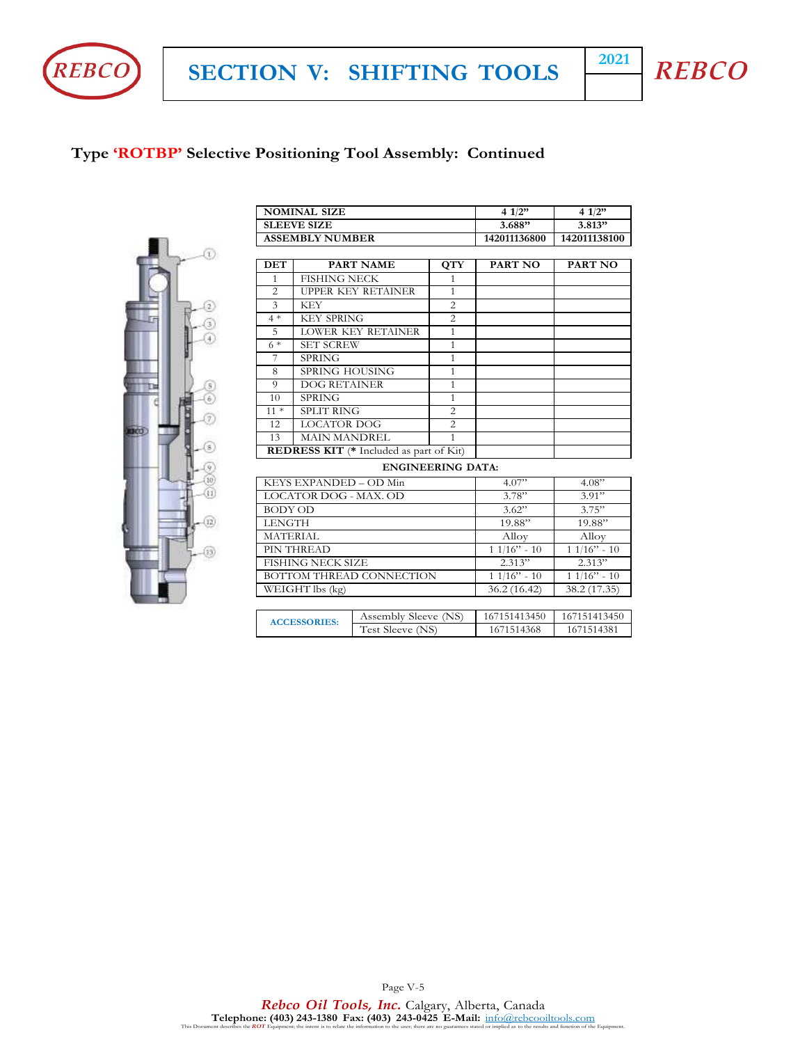## Type 'ROTBP' Selective Positioning Tool Assembly: Continued

| NOMINAL SIZE | 4 1/2" | 4 1/2" |
|---|---|---|
| SLEEVE SIZE | 3.688" | 3.813" |
| ASSEMBLY NUMBER | 142011136800 | 142011138100 |

| DET | PART NAME | QTY | PART NO | PART NO |
|---|---|---|---|---|
| 1 | FISHING NECK | 1 | | |
| 2 | UPPER KEY RETAINER | 1 | | |
| 3 | KEY | 2 | | |
| 4 * | KEY SPRING | 2 | | |
| 5 | LOWER KEY RETAINER | 1 | | |
| 6 * | SET SCREW | 1 | | |
| 7 | SPRING | 1 | | |
| 8 | SPRING HOUSING | 1 | | |
| 9 | DOG RETAINER | 1 | | |
| 10 | SPRING | 1 | | |
| 11 * | SPLIT RING | 2 | | |
| 12 | LOCATOR DOG | 2 | | |
| 13 | MAIN MANDREL | 1 | | |
| **REDRESS KIT** (* Included as part of Kit) | | | | |

**ENGINEERING DATA:**

| | | |
|---|---|---|
| KEYS EXPANDED – OD Min | 4.07" | 4.08" |
| LOCATOR DOG - MAX. OD | 3.78" | 3.91" |
| BODY OD | 3.62" | 3.75" |
| LENGTH | 19.88" | 19.88" |
| MATERIAL | Alloy | Alloy |
| PIN THREAD | 1 1/16" - 10 | 1 1/16" - 10 |
| FISHING NECK SIZE | 2.313" | 2.313" |
| BOTTOM THREAD CONNECTION | 1 1/16" - 10 | 1 1/16" - 10 |
| WEIGHT lbs (kg) | 36.2 (16.42) | 38.2 (17.35) |

| ACCESSORIES: | | | |
|---|---|---|---|
| | Assembly Sleeve (NS) | 167151413450 | 167151413450 |
| | Test Sleeve (NS) | 1671514368 | 1671514381 |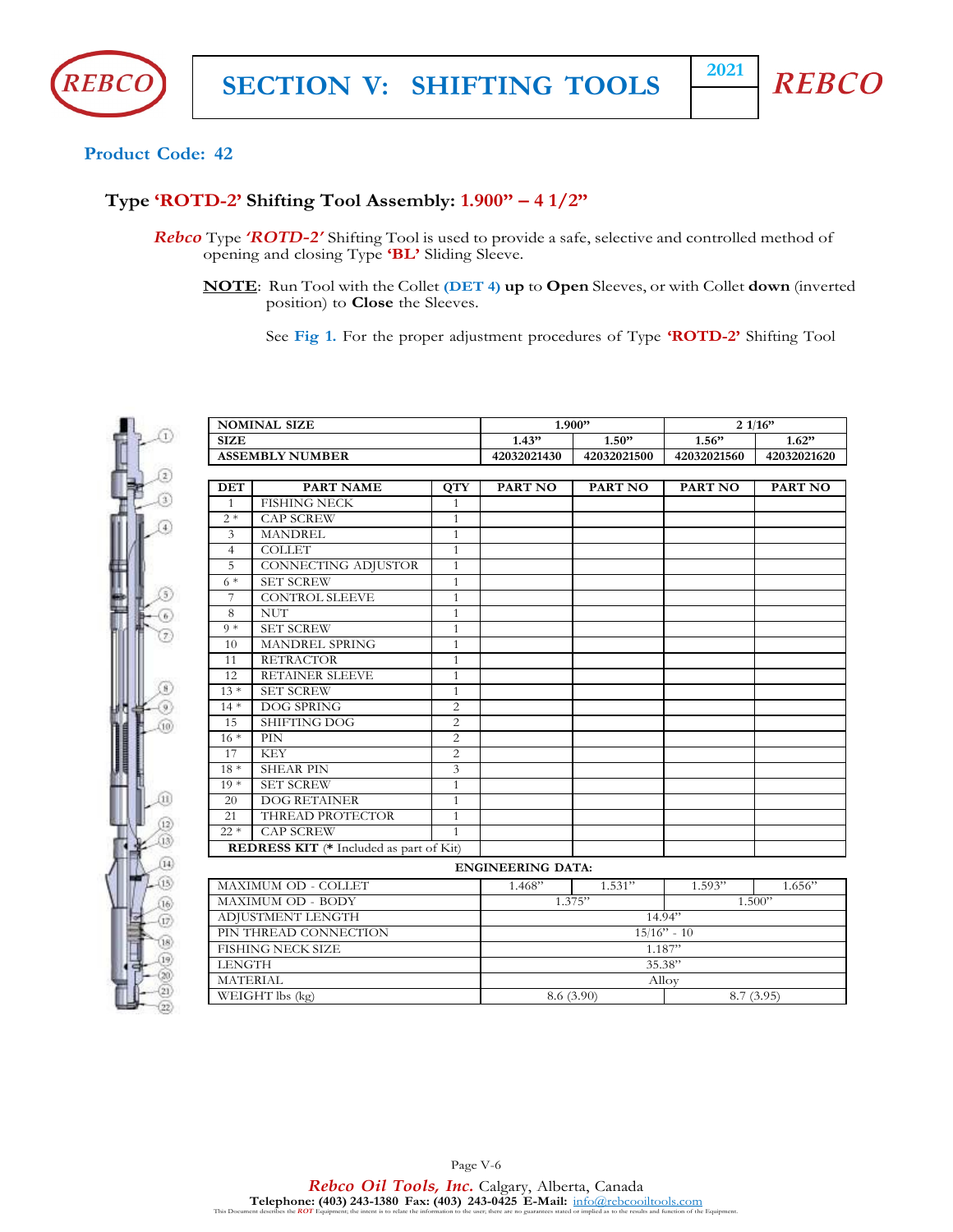**Product Code: 42**

## Type 'ROTD-2' Shifting Tool Assembly: 1.900" – 4 1/2"

***Rebco*** Type ***'ROTD-2'*** Shifting Tool is used to provide a safe, selective and controlled method of opening and closing Type **'BL'** Sliding Sleeve.

**NOTE**: Run Tool with the Collet **(DET 4) up** to **Open** Sleeves, or with Collet **down** (inverted position) to **Close** the Sleeves.

See **Fig 1.** For the proper adjustment procedures of Type **'ROTD-2'** Shifting Tool

| NOMINAL SIZE | | | 1.900" | | 2 1/16" | |
|---|---|---|---|---|---|---|
| SIZE | | | 1.43" | 1.50" | 1.56" | 1.62" |
| ASSEMBLY NUMBER | | | 42032021430 | 42032021500 | 42032021560 | 42032021620 |
| **DET** | **PART NAME** | **QTY** | **PART NO** | **PART NO** | **PART NO** | **PART NO** |
| 1 | FISHING NECK | 1 | | | | |
| 2 * | CAP SCREW | 1 | | | | |
| 3 | MANDREL | 1 | | | | |
| 4 | COLLET | 1 | | | | |
| 5 | CONNECTING ADJUSTOR | 1 | | | | |
| 6 * | SET SCREW | 1 | | | | |
| 7 | CONTROL SLEEVE | 1 | | | | |
| 8 | NUT | 1 | | | | |
| 9 * | SET SCREW | 1 | | | | |
| 10 | MANDREL SPRING | 1 | | | | |
| 11 | RETRACTOR | 1 | | | | |
| 12 | RETAINER SLEEVE | 1 | | | | |
| 13 * | SET SCREW | 1 | | | | |
| 14 * | DOG SPRING | 2 | | | | |
| 15 | SHIFTING DOG | 2 | | | | |
| 16 * | PIN | 2 | | | | |
| 17 | KEY | 2 | | | | |
| 18 * | SHEAR PIN | 3 | | | | |
| 19 * | SET SCREW | 1 | | | | |
| 20 | DOG RETAINER | 1 | | | | |
| 21 | THREAD PROTECTOR | 1 | | | | |
| 22 * | CAP SCREW | 1 | | | | |
| **REDRESS KIT** (* Included as part of Kit) | | | | | | |

**ENGINEERING DATA:**

| | | | | |
|---|---|---|---|---|
| MAXIMUM OD - COLLET | 1.468" | 1.531" | 1.593" | 1.656" |
| MAXIMUM OD - BODY | 1.375" | | 1.500" | |
| ADJUSTMENT LENGTH | 14.94" | | | |
| PIN THREAD CONNECTION | 15/16" - 10 | | | |
| FISHING NECK SIZE | 1.187" | | | |
| LENGTH | 35.38" | | | |
| MATERIAL | Alloy | | | |
| WEIGHT lbs (kg) | 8.6 (3.90) | | 8.7 (3.95) | |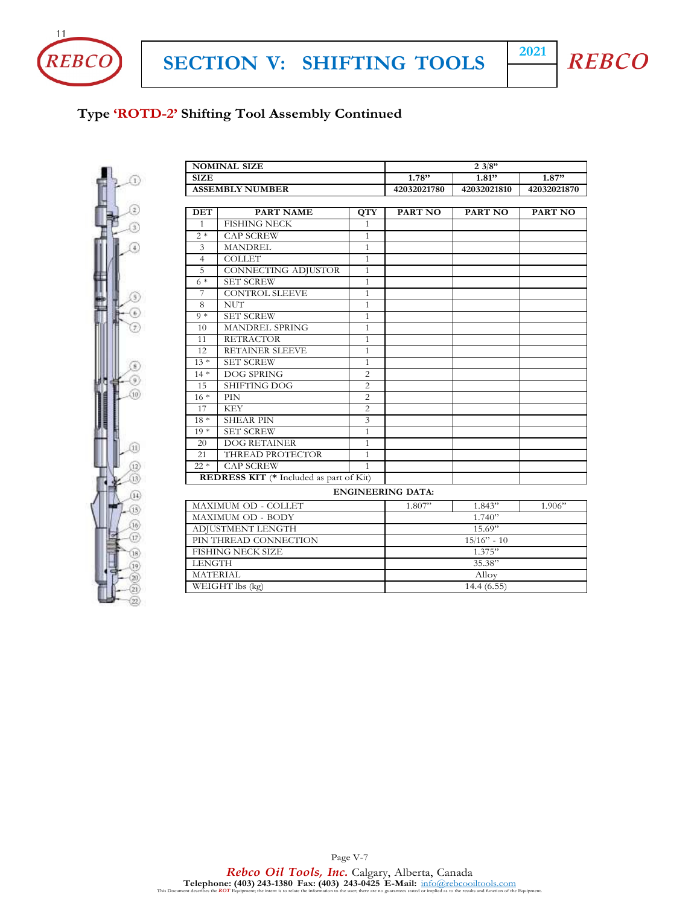## Type 'ROTD-2' Shifting Tool Assembly Continued

| NOMINAL SIZE | | | 2 3/8" | | |
|---|---|---|---|---|---|
| SIZE | | | 1.78" | 1.81" | 1.87" |
| ASSEMBLY NUMBER | | | 42032021780 | 42032021810 | 42032021870 |
| **DET** | **PART NAME** | **QTY** | **PART NO** | **PART NO** | **PART NO** |
| 1 | FISHING NECK | 1 | | | |
| 2 * | CAP SCREW | 1 | | | |
| 3 | MANDREL | 1 | | | |
| 4 | COLLET | 1 | | | |
| 5 | CONNECTING ADJUSTOR | 1 | | | |
| 6 * | SET SCREW | 1 | | | |
| 7 | CONTROL SLEEVE | 1 | | | |
| 8 | NUT | 1 | | | |
| 9 * | SET SCREW | 1 | | | |
| 10 | MANDREL SPRING | 1 | | | |
| 11 | RETRACTOR | 1 | | | |
| 12 | RETAINER SLEEVE | 1 | | | |
| 13 * | SET SCREW | 1 | | | |
| 14 * | DOG SPRING | 2 | | | |
| 15 | SHIFTING DOG | 2 | | | |
| 16 * | PIN | 2 | | | |
| 17 | KEY | 2 | | | |
| 18 * | SHEAR PIN | 3 | | | |
| 19 * | SET SCREW | 1 | | | |
| 20 | DOG RETAINER | 1 | | | |
| 21 | THREAD PROTECTOR | 1 | | | |
| 22 * | CAP SCREW | 1 | | | |
| **REDRESS KIT** (* Included as part of Kit) | | | | | |

**ENGINEERING DATA:**

| | | | |
|---|---|---|---|
| MAXIMUM OD - COLLET | 1.807" | 1.843" | 1.906" |
| MAXIMUM OD - BODY | 1.740" | | |
| ADJUSTMENT LENGTH | 15.69" | | |
| PIN THREAD CONNECTION | 15/16" - 10 | | |
| FISHING NECK SIZE | 1.375" | | |
| LENGTH | 35.38" | | |
| MATERIAL | Alloy | | |
| WEIGHT lbs (kg) | 14.4 (6.55) | | |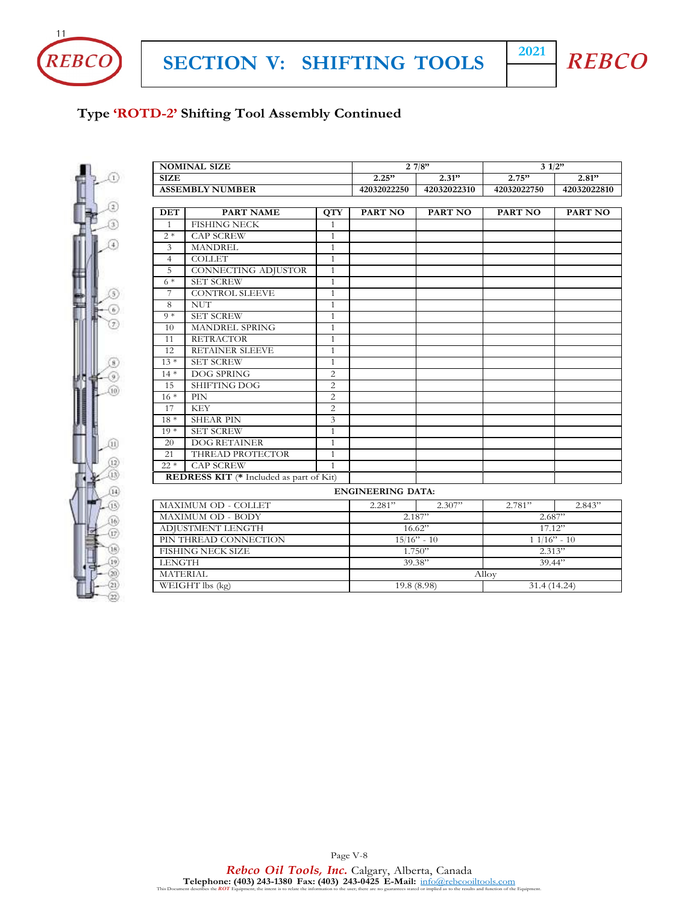## Type 'ROTD-2' Shifting Tool Assembly Continued

| NOMINAL SIZE | | | 2 7/8" | | 3 1/2" | |
|---|---|---|---|---|---|---|
| SIZE | | | 2.25" | 2.31" | 2.75" | 2.81" |
| ASSEMBLY NUMBER | | | 42032022250 | 42032022310 | 42032022750 | 42032022810 |

| DET | PART NAME | QTY | PART NO | PART NO | PART NO | PART NO |
|---|---|---|---|---|---|---|
| 1 | FISHING NECK | 1 | | | | |
| 2 * | CAP SCREW | 1 | | | | |
| 3 | MANDREL | 1 | | | | |
| 4 | COLLET | 1 | | | | |
| 5 | CONNECTING ADJUSTOR | 1 | | | | |
| 6 * | SET SCREW | 1 | | | | |
| 7 | CONTROL SLEEVE | 1 | | | | |
| 8 | NUT | 1 | | | | |
| 9 * | SET SCREW | 1 | | | | |
| 10 | MANDREL SPRING | 1 | | | | |
| 11 | RETRACTOR | 1 | | | | |
| 12 | RETAINER SLEEVE | 1 | | | | |
| 13 * | SET SCREW | 1 | | | | |
| 14 * | DOG SPRING | 2 | | | | |
| 15 | SHIFTING DOG | 2 | | | | |
| 16 * | PIN | 2 | | | | |
| 17 | KEY | 2 | | | | |
| 18 * | SHEAR PIN | 3 | | | | |
| 19 * | SET SCREW | 1 | | | | |
| 20 | DOG RETAINER | 1 | | | | |
| 21 | THREAD PROTECTOR | 1 | | | | |
| 22 * | CAP SCREW | 1 | | | | |
| **REDRESS KIT** (* Included as part of Kit) | | | | | | |

**ENGINEERING DATA:**

| | 2 7/8" | | 3 1/2" | |
|---|---|---|---|---|
| MAXIMUM OD - COLLET | 2.281" | 2.307" | 2.781" | 2.843" |
| MAXIMUM OD - BODY | 2.187" | | 2.687" | |
| ADJUSTMENT LENGTH | 16.62" | | 17.12" | |
| PIN THREAD CONNECTION | 15/16" - 10 | | 1 1/16" - 10 | |
| FISHING NECK SIZE | 1.750" | | 2.313" | |
| LENGTH | 39.38" | | 39.44" | |
| MATERIAL | Alloy | | | |
| WEIGHT lbs (kg) | 19.8 (8.98) | | 31.4 (14.24) | |

*Rebco Oil Tools, Inc.* Calgary, Alberta, Canada
**Telephone: (403) 243-1380 Fax: (403) 243-0425 E-Mail:** info@rebcooiltools.com

This Document describes the *ROT* Equipment; the intent is to relate the information to the user; there are no guarantees stated or implied as to the results and function of the Equipment.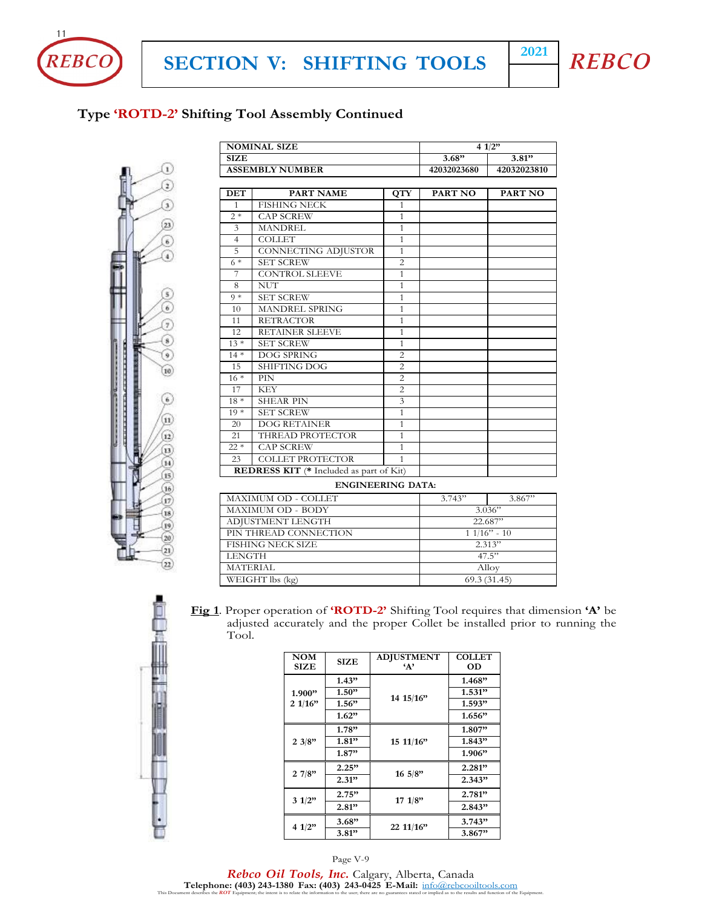## Type 'ROTD-2' Shifting Tool Assembly Continued

| NOMINAL SIZE | 4 1/2" | |
|---|---|---|
| SIZE | 3.68" | 3.81" |
| ASSEMBLY NUMBER | 42032023680 | 42032023810 |

| DET | PART NAME | QTY | PART NO | PART NO |
|---|---|---|---|---|
| 1 | FISHING NECK | 1 | | |
| 2 * | CAP SCREW | 1 | | |
| 3 | MANDREL | 1 | | |
| 4 | COLLET | 1 | | |
| 5 | CONNECTING ADJUSTOR | 1 | | |
| 6 * | SET SCREW | 2 | | |
| 7 | CONTROL SLEEVE | 1 | | |
| 8 | NUT | 1 | | |
| 9 * | SET SCREW | 1 | | |
| 10 | MANDREL SPRING | 1 | | |
| 11 | RETRACTOR | 1 | | |
| 12 | RETAINER SLEEVE | 1 | | |
| 13 * | SET SCREW | 1 | | |
| 14 * | DOG SPRING | 2 | | |
| 15 | SHIFTING DOG | 2 | | |
| 16 * | PIN | 2 | | |
| 17 | KEY | 2 | | |
| 18 * | SHEAR PIN | 3 | | |
| 19 * | SET SCREW | 1 | | |
| 20 | DOG RETAINER | 1 | | |
| 21 | THREAD PROTECTOR | 1 | | |
| 22 * | CAP SCREW | 1 | | |
| 23 | COLLET PROTECTOR | 1 | | |
| **REDRESS KIT** (* Included as part of Kit) | | | | |

**ENGINEERING DATA:**

| | | |
|---|---|---|
| MAXIMUM OD - COLLET | 3.743" | 3.867" |
| MAXIMUM OD - BODY | 3.036" | |
| ADJUSTMENT LENGTH | 22.687" | |
| PIN THREAD CONNECTION | 1 1/16" - 10 | |
| FISHING NECK SIZE | 2.313" | |
| LENGTH | 47.5" | |
| MATERIAL | Alloy | |
| WEIGHT lbs (kg) | 69.3 (31.45) | |

**Fig 1**. Proper operation of **'ROTD-2'** Shifting Tool requires that dimension **'A'** be adjusted accurately and the proper Collet be installed prior to running the Tool.

| NOM SIZE | SIZE | ADJUSTMENT 'A' | COLLET OD |
|---|---|---|---|
| 1.900" 2 1/16" | 1.43" | 14 15/16" | 1.468" |
| | 1.50" | | 1.531" |
| | 1.56" | | 1.593" |
| | 1.62" | | 1.656" |
| 2 3/8" | 1.78" | 15 11/16" | 1.807" |
| | 1.81" | | 1.843" |
| | 1.87" | | 1.906" |
| 2 7/8" | 2.25" | 16 5/8" | 2.281" |
| | 2.31" | | 2.343" |
| 3 1/2" | 2.75" | 17 1/8" | 2.781" |
| | 2.81" | | 2.843" |
| 4 1/2" | 3.68" | 22 11/16" | 3.743" |
| | 3.81" | | 3.867" |